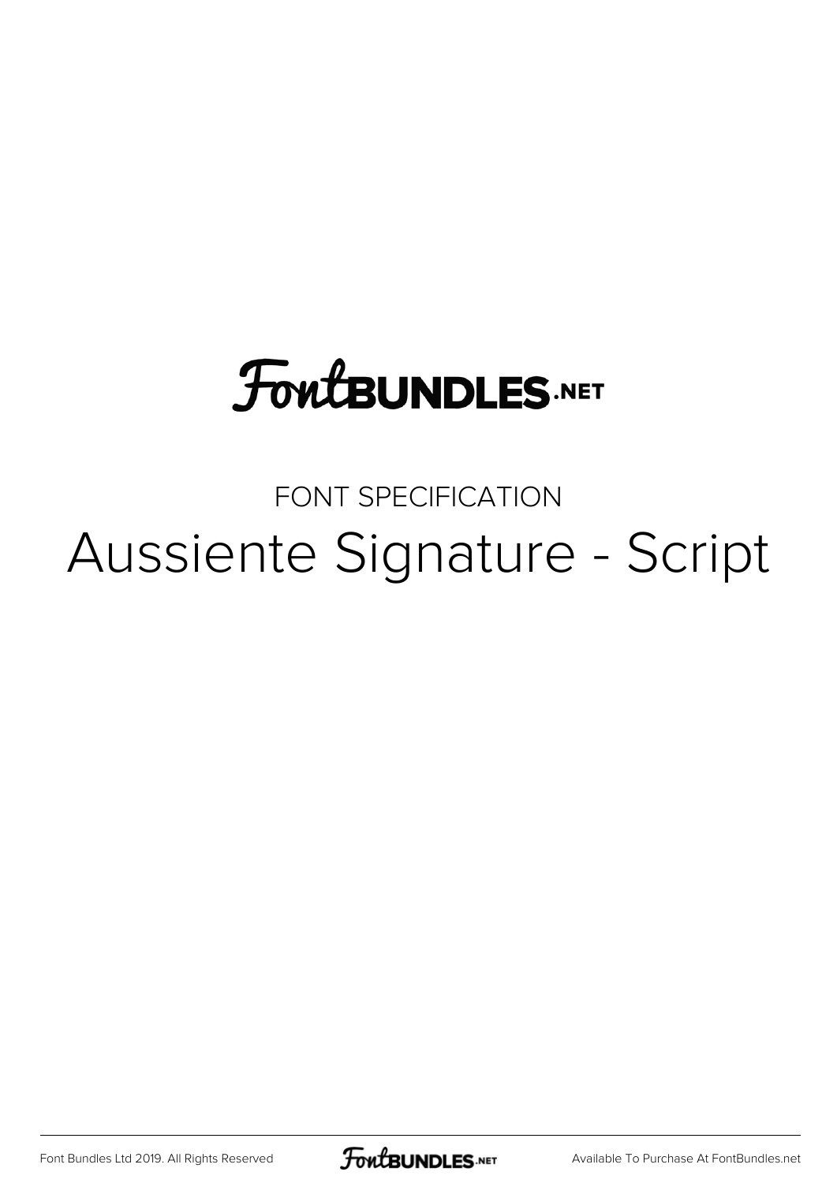FontBUNDLES.NET

FONT SPECIFICATION

# Aussiente Signature - Script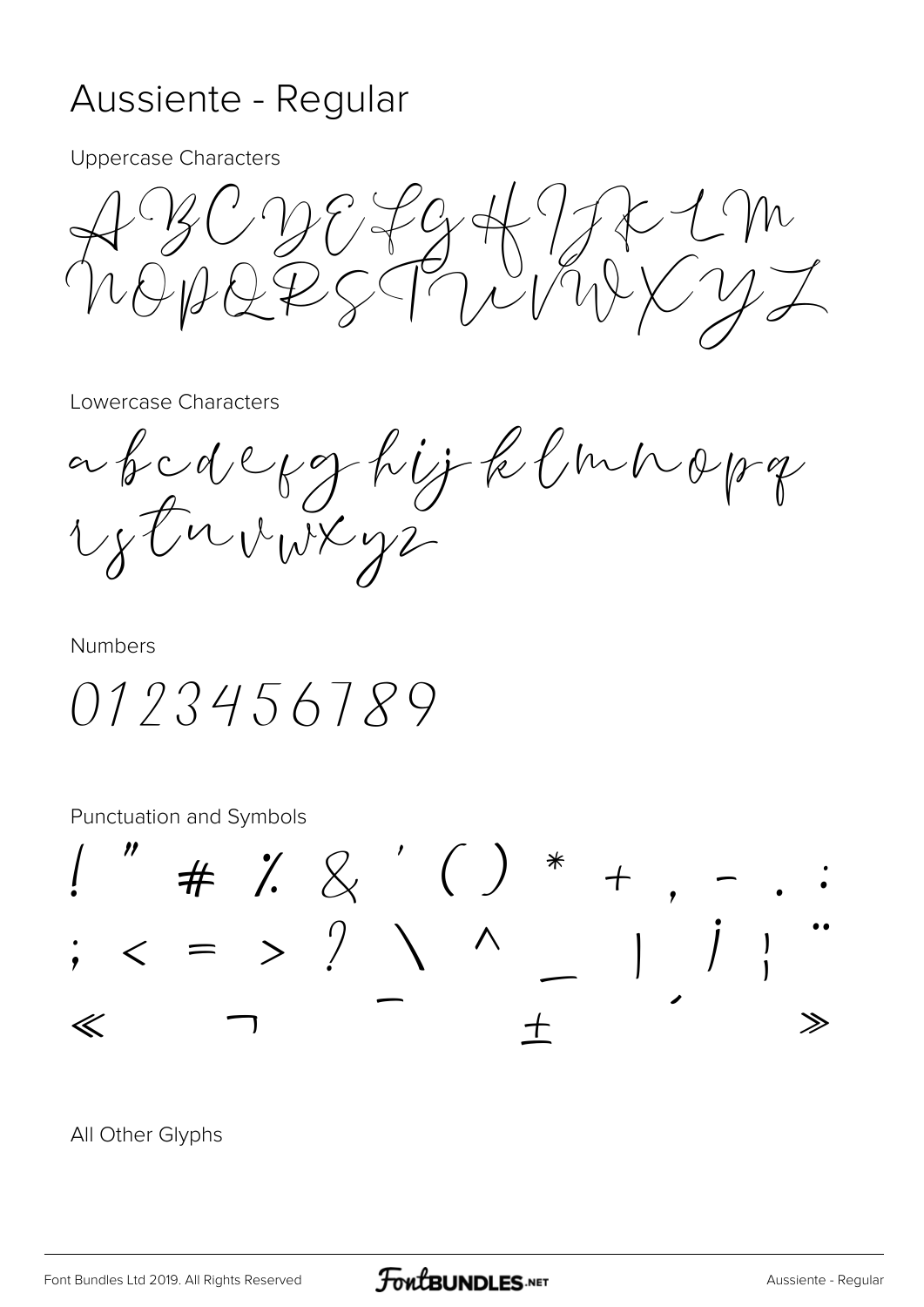# Aussiente - Regular

Uppercase Characters

ABCDEFGHIJKLM
NOPQRSTUVWXYZ

Lowercase Characters

abcdefghijklmnopq
rstuvwxyz

Numbers

0123456789

Punctuation and Symbols

! " # % & ' ( ) * + , - . :
; < = > ? \ ^ _ | ¡ ¦ ¨
« ¬ ¯ ± ´ »

All Other Glyphs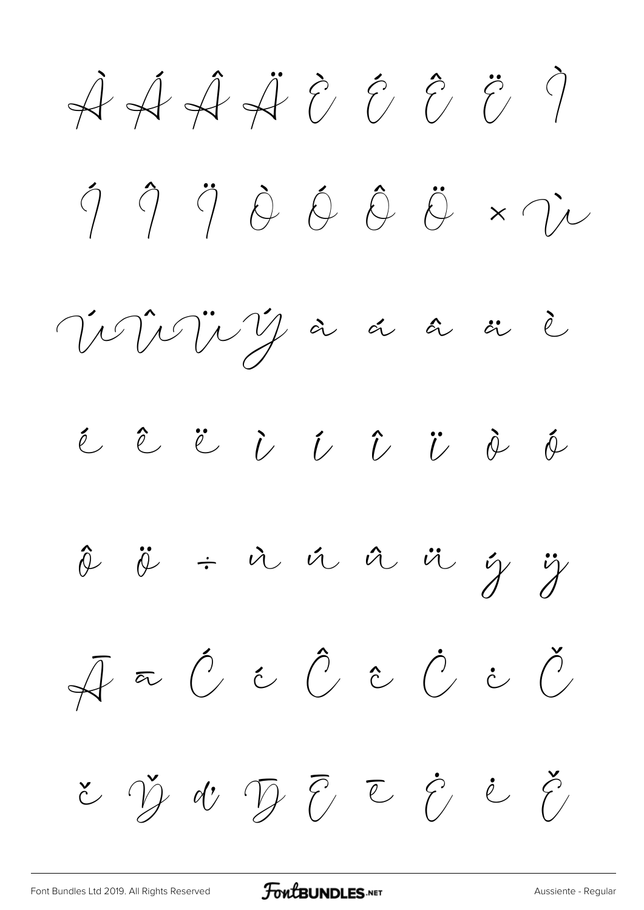À Á Â Ä È É Ê Ë Ì

Í Î Ï Ò Ó Ô Ö × Ù

Ú Û Ü Ý à á â ä è

é ê ë ì í î ï ò ó

ô ö ÷ ù ú û ü ý ÿ

Ā ā Ć ć Ĉ ĉ Ċ ċ Č

č Ď ď Đ Ē ē Ė ė Ě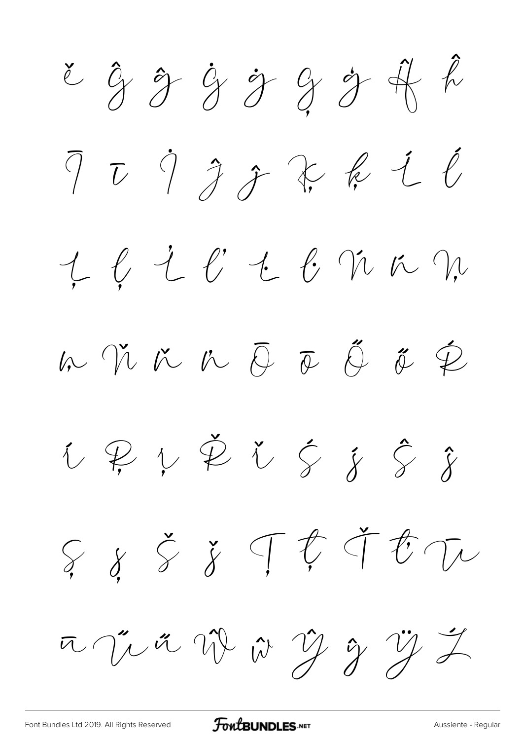ě Ĝ ĝ Ġ ġ Ģ ģ Ĥ ĥ

Ī ī İ Ĵ ĵ Ķ ķ Ĺ ĺ

Ļ ļ Ľ ľ Ŀ ŀ Ń ń Ņ

ņ Ň ň ŉ Ō ō Ő ő Ŕ

ŕ Ŗ ŗ Ř ř Ś ś Ŝ ŝ

Ş ş Š š Ţ ţ Ť ť Ū

ū Ű ű Ŵ ŵ Ŷ ŷ Ÿ Ź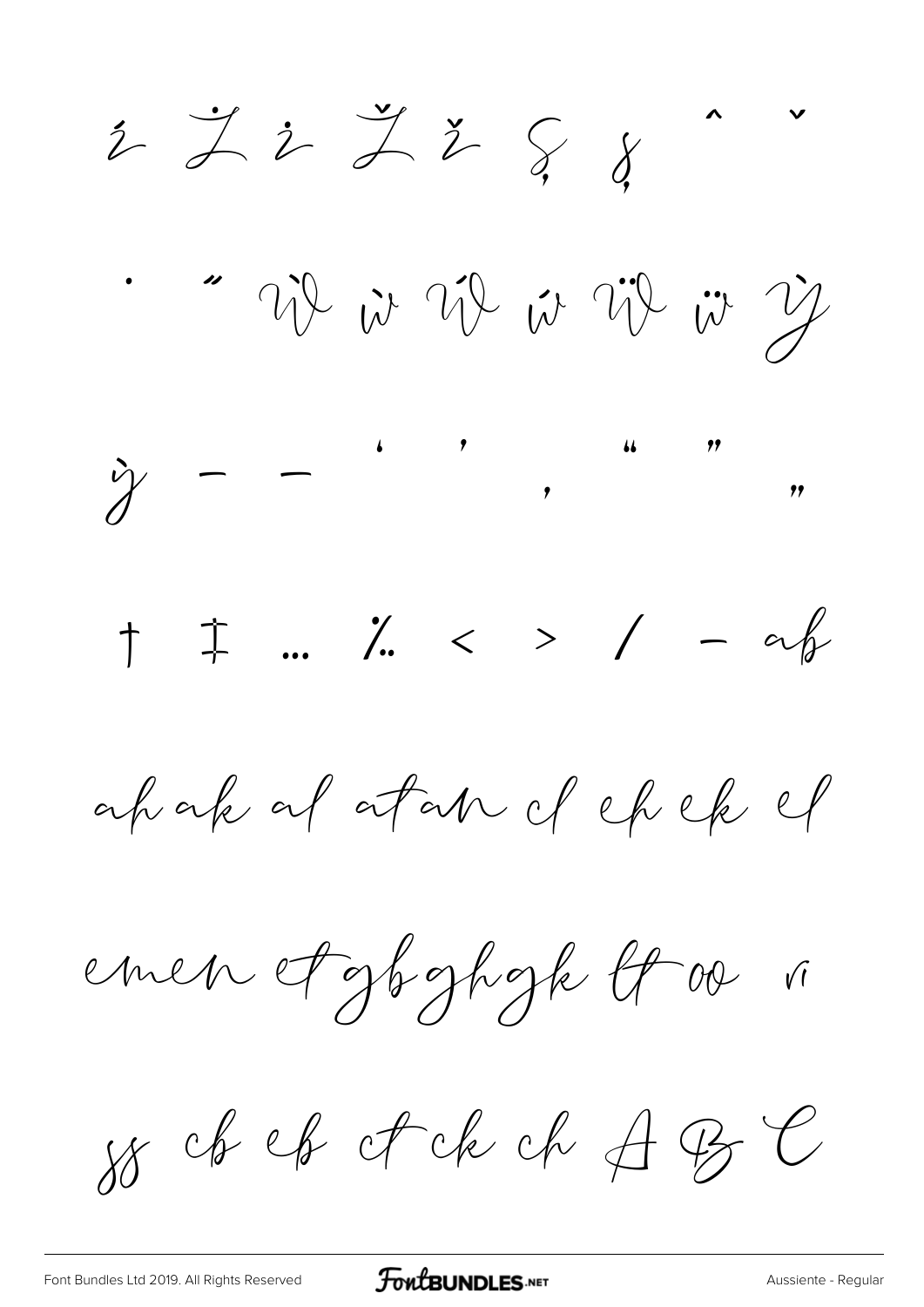ź Ż ż Ž ž Ș ș ˆ ˇ

˙ ˝ Ẁ ẁ Ẃ ẃ Ẅ ẅ Ỳ

ỳ – — ‘ ’ ‚ “ ” „

† ‡ … ‰ ‹ › ⁄ − ab

ah ak al atan cl eh ek el

emen et gb gh gk lt oo ri

ss cb eb ct ck ch A B C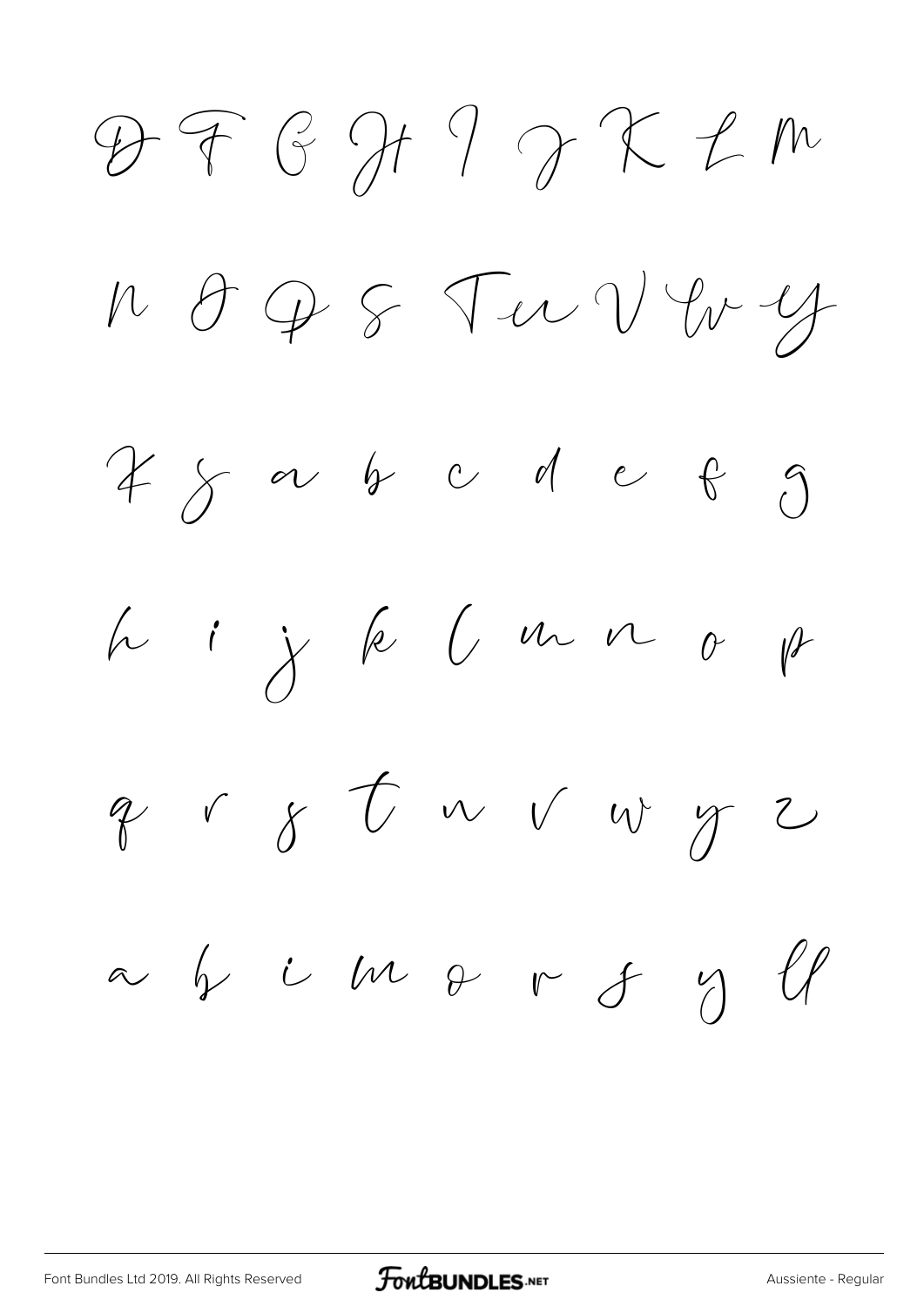D F G H I J K L M

N O Q S T U V W Y

X Z a b c d e f g

h i j k l m n o p

q r s t u v w y z

a b i m o r s y ll